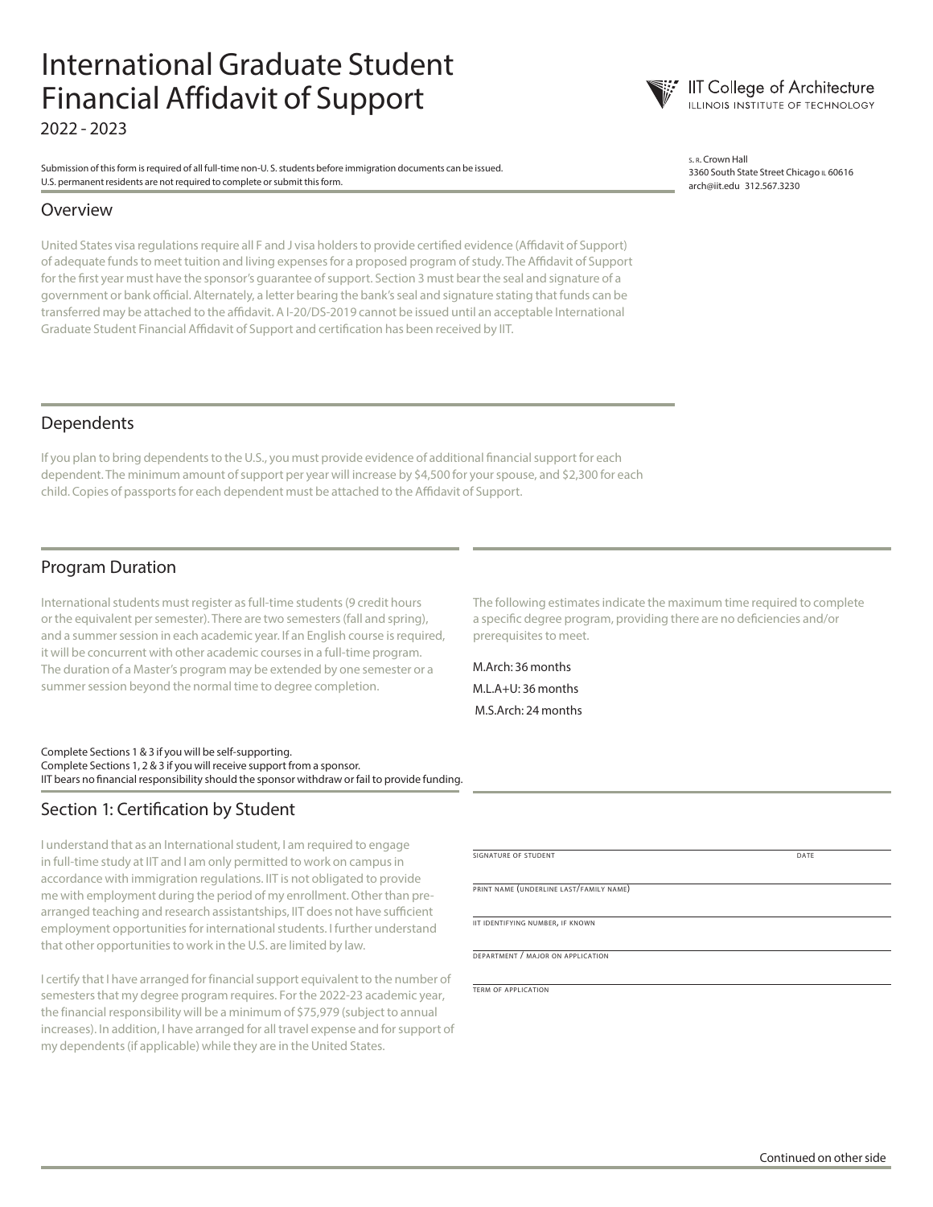# International Graduate Student Financial Affidavit of Support

2022 - 2023

IIT College of Architecture
ILLINOIS INSTITUTE OF TECHNOLOGY

S. R. Crown Hall
3360 South State Street Chicago IL 60616
arch@iit.edu 312.567.3230

Submission of this form is required of all full-time non-U. S. students before immigration documents can be issued.
U.S. permanent residents are not required to complete or submit this form.

## Overview

United States visa regulations require all F and J visa holders to provide certified evidence (Affidavit of Support) of adequate funds to meet tuition and living expenses for a proposed program of study. The Affidavit of Support for the first year must have the sponsor's guarantee of support. Section 3 must bear the seal and signature of a government or bank official. Alternately, a letter bearing the bank's seal and signature stating that funds can be transferred may be attached to the affidavit. A I-20/DS-2019 cannot be issued until an acceptable International Graduate Student Financial Affidavit of Support and certification has been received by IIT.

## Dependents

If you plan to bring dependents to the U.S., you must provide evidence of additional financial support for each dependent. The minimum amount of support per year will increase by $4,500 for your spouse, and $2,300 for each child. Copies of passports for each dependent must be attached to the Affidavit of Support.

## Program Duration

International students must register as full-time students (9 credit hours or the equivalent per semester). There are two semesters (fall and spring), and a summer session in each academic year. If an English course is required, it will be concurrent with other academic courses in a full-time program. The duration of a Master's program may be extended by one semester or a summer session beyond the normal time to degree completion.

The following estimates indicate the maximum time required to complete a specific degree program, providing there are no deficiencies and/or prerequisites to meet.

M.Arch: 36 months

M.L.A+U: 36 months

M.S.Arch: 24 months

Complete Sections 1 & 3 if you will be self-supporting.
Complete Sections 1, 2 & 3 if you will receive support from a sponsor.
IIT bears no financial responsibility should the sponsor withdraw or fail to provide funding.

## Section 1: Certification by Student

I understand that as an International student, I am required to engage in full-time study at IIT and I am only permitted to work on campus in accordance with immigration regulations. IIT is not obligated to provide me with employment during the period of my enrollment. Other than pre-arranged teaching and research assistantships, IIT does not have sufficient employment opportunities for international students. I further understand that other opportunities to work in the U.S. are limited by law.

I certify that I have arranged for financial support equivalent to the number of semesters that my degree program requires. For the 2022-23 academic year, the financial responsibility will be a minimum of $75,979 (subject to annual increases). In addition, I have arranged for all travel expense and for support of my dependents (if applicable) while they are in the United States.

SIGNATURE OF STUDENT ____________________ DATE ____________

PRINT NAME (UNDERLINE LAST/FAMILY NAME) ____________________

IIT IDENTIFYING NUMBER, IF KNOWN ____________________

DEPARTMENT / MAJOR ON APPLICATION ____________________

TERM OF APPLICATION ____________________

Continued on other side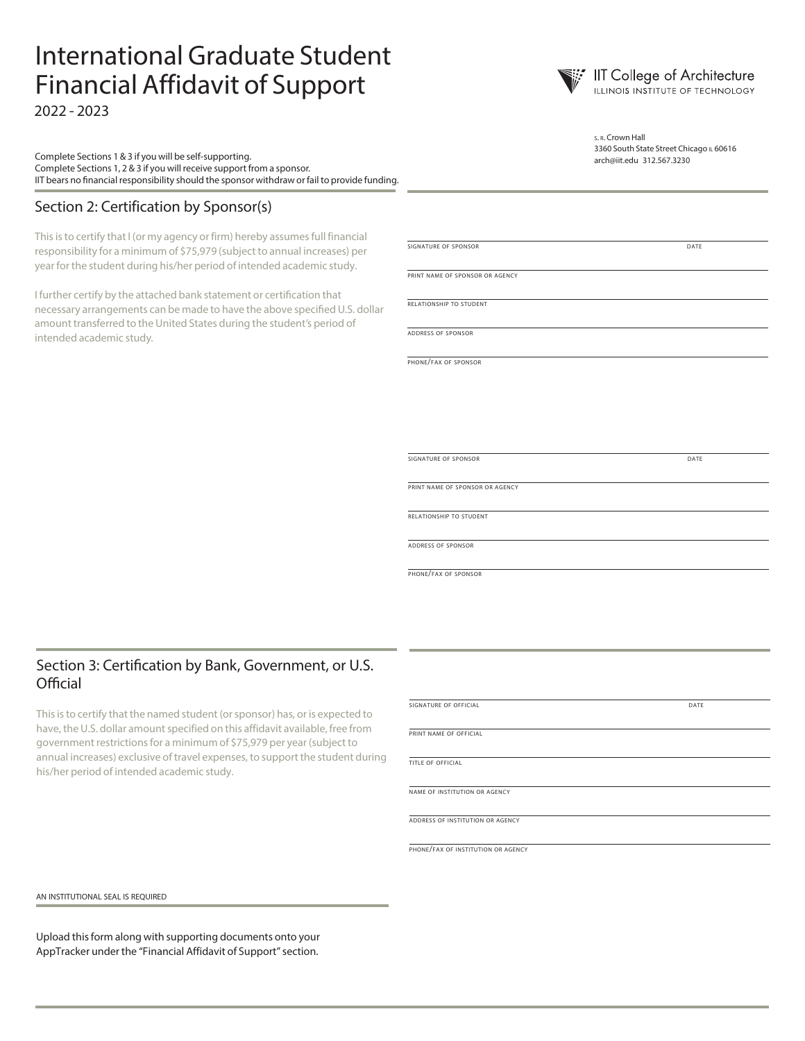# International Graduate Student Financial Affidavit of Support

2022 - 2023

IIT College of Architecture
ILLINOIS INSTITUTE OF TECHNOLOGY

S. R. Crown Hall
3360 South State Street Chicago IL 60616
arch@iit.edu 312.567.3230

Complete Sections 1 & 3 if you will be self-supporting.
Complete Sections 1, 2 & 3 if you will receive support from a sponsor.
IIT bears no financial responsibility should the sponsor withdraw or fail to provide funding.

## Section 2: Certification by Sponsor(s)

This is to certify that I (or my agency or firm) hereby assumes full financial responsibility for a minimum of $75,979 (subject to annual increases) per year for the student during his/her period of intended academic study.

I further certify by the attached bank statement or certification that necessary arrangements can be made to have the above specified U.S. dollar amount transferred to the United States during the student's period of intended academic study.

SIGNATURE OF SPONSOR　　DATE

PRINT NAME OF SPONSOR OR AGENCY

RELATIONSHIP TO STUDENT

ADDRESS OF SPONSOR

PHONE/FAX OF SPONSOR

SIGNATURE OF SPONSOR　　DATE

PRINT NAME OF SPONSOR OR AGENCY

RELATIONSHIP TO STUDENT

ADDRESS OF SPONSOR

PHONE/FAX OF SPONSOR

## Section 3: Certification by Bank, Government, or U.S. Official

This is to certify that the named student (or sponsor) has, or is expected to have, the U.S. dollar amount specified on this affidavit available, free from government restrictions for a minimum of $75,979 per year (subject to annual increases) exclusive of travel expenses, to support the student during his/her period of intended academic study.

SIGNATURE OF OFFICIAL　　DATE

PRINT NAME OF OFFICIAL

TITLE OF OFFICIAL

NAME OF INSTITUTION OR AGENCY

ADDRESS OF INSTITUTION OR AGENCY

PHONE/FAX OF INSTITUTION OR AGENCY

AN INSTITUTIONAL SEAL IS REQUIRED

Upload this form along with supporting documents onto your AppTracker under the "Financial Affidavit of Support" section.